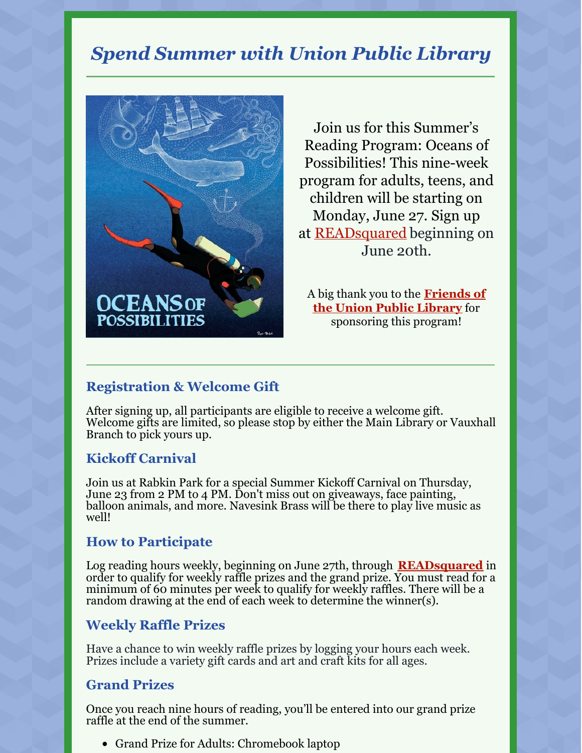# *Spend Summer with Union Public Library*

Join us for this Summer's Reading Program: Oceans of Possibilities! This nine-week program for adults, teens, and children will be starting on Monday, June 27. Sign up at READsquared beginning on June 20th.

A big thank you to the **Friends of the Union Public Library** for sponsoring this program!

## Registration & Welcome Gift

After signing up, all participants are eligible to receive a welcome gift. Welcome gifts are limited, so please stop by either the Main Library or Vauxhall Branch to pick yours up.

## Kickoff Carnival

Join us at Rabkin Park for a special Summer Kickoff Carnival on Thursday, June 23 from 2 PM to 4 PM. Don't miss out on giveaways, face painting, balloon animals, and more. Navesink Brass will be there to play live music as well!

## How to Participate

Log reading hours weekly, beginning on June 27th, through **READsquared** in order to qualify for weekly raffle prizes and the grand prize. You must read for a minimum of 60 minutes per week to qualify for weekly raffles. There will be a random drawing at the end of each week to determine the winner(s).

## Weekly Raffle Prizes

Have a chance to win weekly raffle prizes by logging your hours each week. Prizes include a variety gift cards and art and craft kits for all ages.

## Grand Prizes

Once you reach nine hours of reading, you'll be entered into our grand prize raffle at the end of the summer.

- Grand Prize for Adults: Chromebook laptop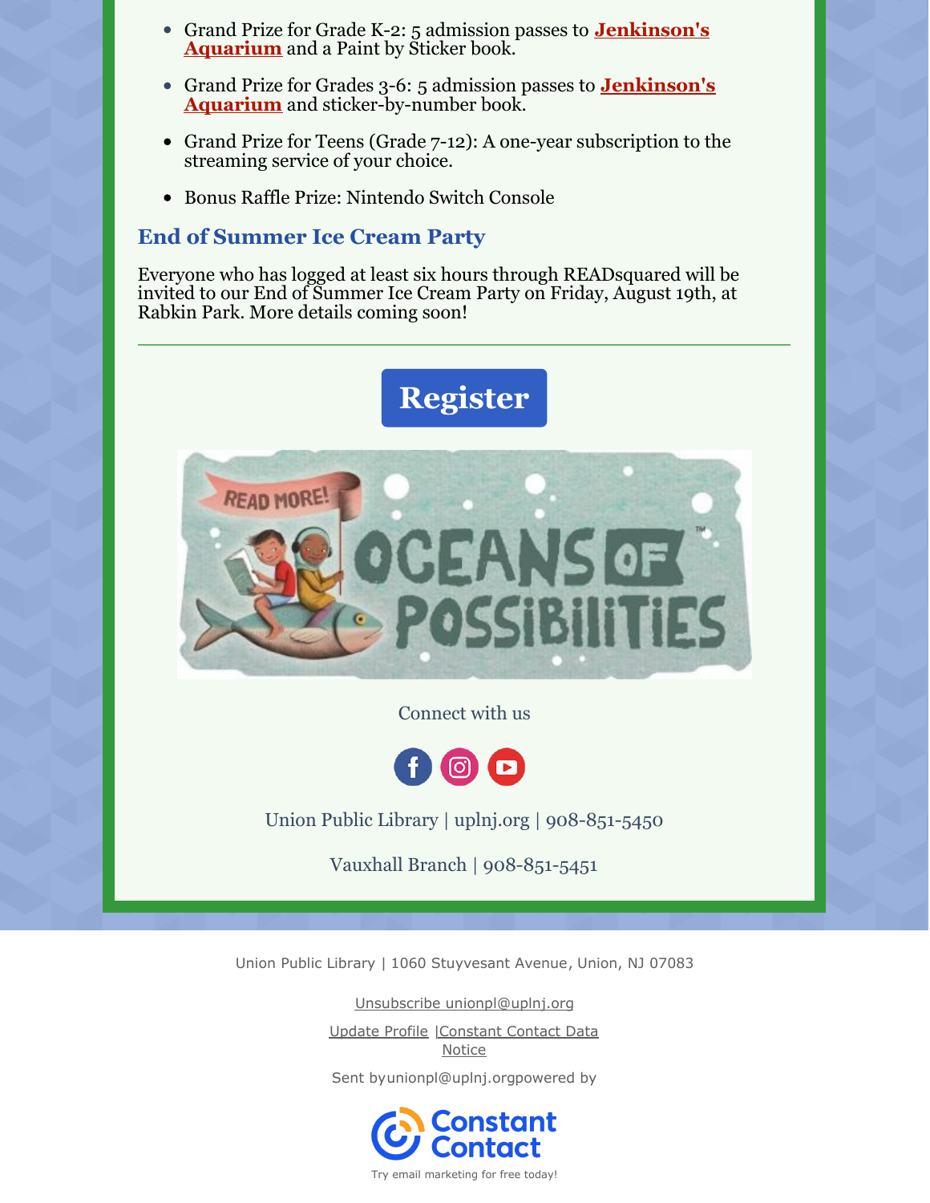- Grand Prize for Grade K-2: 5 admission passes to **Jenkinson's Aquarium** and a Paint by Sticker book.
- Grand Prize for Grades 3-6: 5 admission passes to **Jenkinson's Aquarium** and sticker-by-number book.
- Grand Prize for Teens (Grade 7-12): A one-year subscription to the streaming service of your choice.
- Bonus Raffle Prize: Nintendo Switch Console

### End of Summer Ice Cream Party

Everyone who has logged at least six hours through READsquared will be invited to our End of Summer Ice Cream Party on Friday, August 19th, at Rabkin Park. More details coming soon!

---

**Register**

Connect with us

Union Public Library | uplnj.org | 908-851-5450

Vauxhall Branch | 908-851-5451

Union Public Library | 1060 Stuyvesant Avenue, Union, NJ 07083

Unsubscribe unionpl@uplnj.org

Update Profile |Constant Contact Data Notice

Sent byunionpl@uplnj.orgpowered by

Constant Contact

Try email marketing for free today!